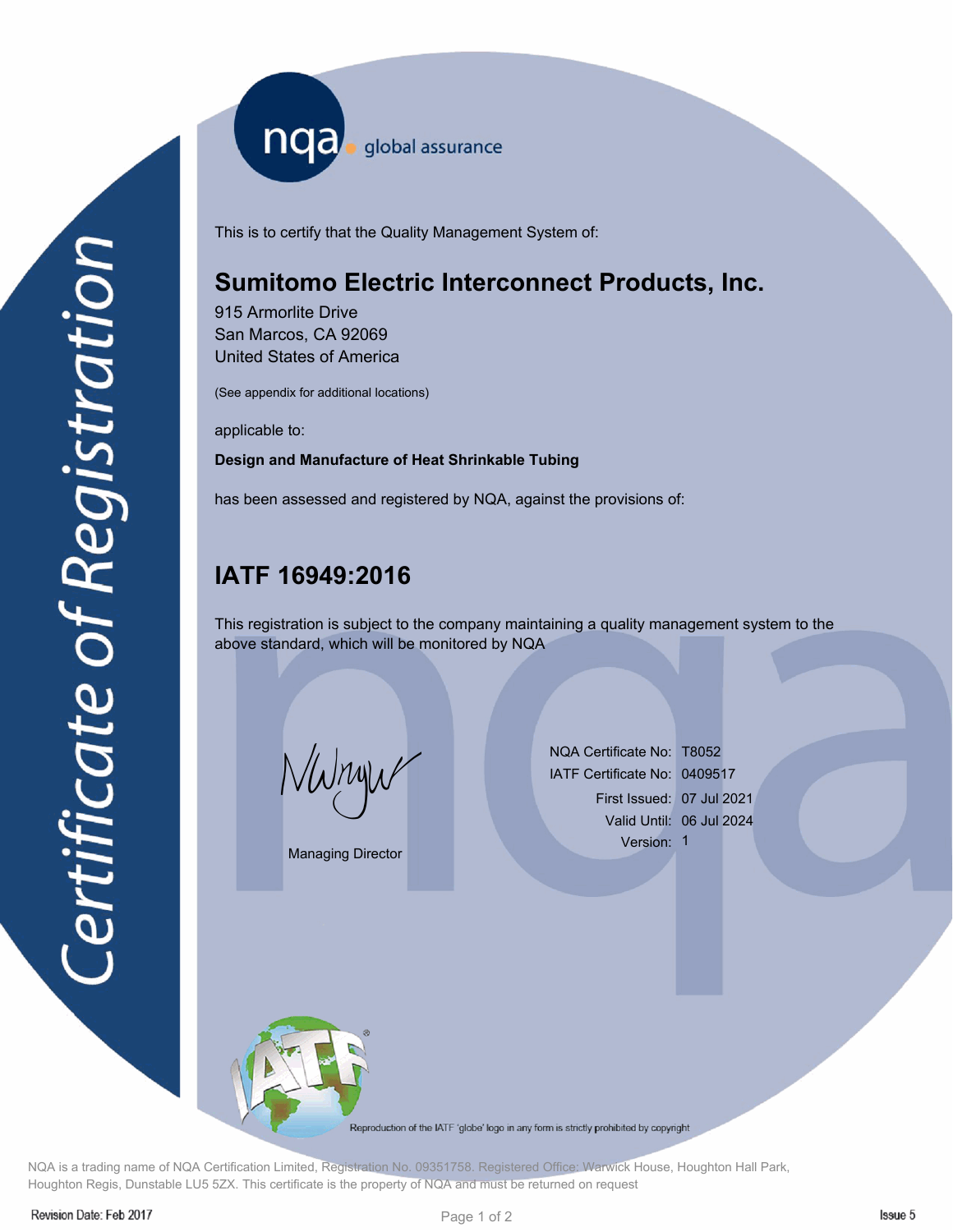nqa global assurance

# Certificate of Registration

This is to certify that the Quality Management System of:

## Sumitomo Electric Interconnect Products, Inc.

915 Armorlite Drive
San Marcos, CA 92069
United States of America

(See appendix for additional locations)

applicable to:

**Design and Manufacture of Heat Shrinkable Tubing**

has been assessed and registered by NQA, against the provisions of:

## IATF 16949:2016

This registration is subject to the company maintaining a quality management system to the above standard, which will be monitored by NQA

Managing Director

| | |
|---|---|
| NQA Certificate No: | T8052 |
| IATF Certificate No: | 0409517 |
| First Issued: | 07 Jul 2021 |
| Valid Until: | 06 Jul 2024 |
| Version: | 1 |

Reproduction of the IATF 'globe' logo in any form is strictly prohibited by copyright

NQA is a trading name of NQA Certification Limited, Registration No. 09351758. Registered Office: Warwick House, Houghton Hall Park, Houghton Regis, Dunstable LU5 5ZX. This certificate is the property of NQA and must be returned on request

Revision Date: Feb 2017

Issue 5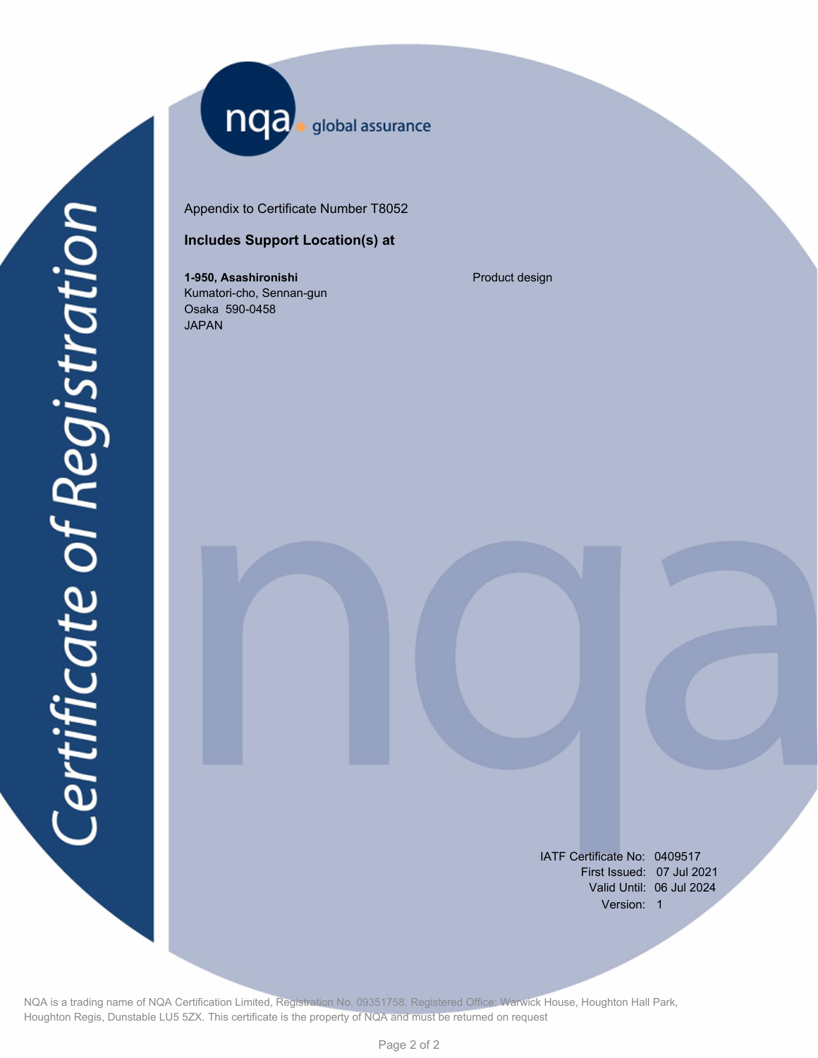Certificate of Registration

nqa global assurance

Appendix to Certificate Number T8052

**Includes Support Location(s) at**

| | |
|---|---|
| **1-950, Asashironishi**<br>Kumatori-cho, Sennan-gun<br>Osaka 590-0458<br>JAPAN | Product design |

IATF Certificate No: 0409517
First Issued: 07 Jul 2021
Valid Until: 06 Jul 2024
Version: 1

NQA is a trading name of NQA Certification Limited, Registration No. 09351758. Registered Office: Warwick House, Houghton Hall Park, Houghton Regis, Dunstable LU5 5ZX. This certificate is the property of NQA and must be returned on request